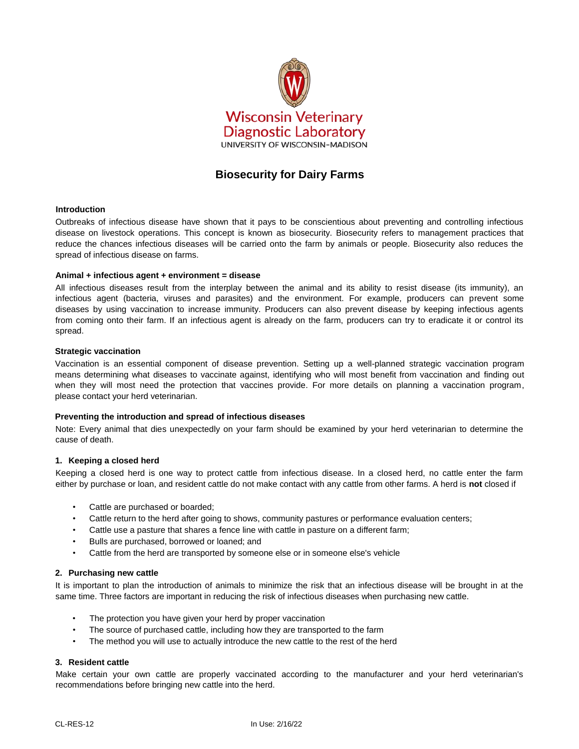Wisconsin Veterinary Diagnostic Laboratory
UNIVERSITY OF WISCONSIN–MADISON

# Biosecurity for Dairy Farms

### Introduction

Outbreaks of infectious disease have shown that it pays to be conscientious about preventing and controlling infectious disease on livestock operations. This concept is known as biosecurity. Biosecurity refers to management practices that reduce the chances infectious diseases will be carried onto the farm by animals or people. Biosecurity also reduces the spread of infectious disease on farms.

### Animal + infectious agent + environment = disease

All infectious diseases result from the interplay between the animal and its ability to resist disease (its immunity), an infectious agent (bacteria, viruses and parasites) and the environment. For example, producers can prevent some diseases by using vaccination to increase immunity. Producers can also prevent disease by keeping infectious agents from coming onto their farm. If an infectious agent is already on the farm, producers can try to eradicate it or control its spread.

### Strategic vaccination

Vaccination is an essential component of disease prevention. Setting up a well-planned strategic vaccination program means determining what diseases to vaccinate against, identifying who will most benefit from vaccination and finding out when they will most need the protection that vaccines provide. For more details on planning a vaccination program, please contact your herd veterinarian.

### Preventing the introduction and spread of infectious diseases

Note: Every animal that dies unexpectedly on your farm should be examined by your herd veterinarian to determine the cause of death.

#### 1. Keeping a closed herd

Keeping a closed herd is one way to protect cattle from infectious disease. In a closed herd, no cattle enter the farm either by purchase or loan, and resident cattle do not make contact with any cattle from other farms. A herd is **not** closed if

- Cattle are purchased or boarded;
- Cattle return to the herd after going to shows, community pastures or performance evaluation centers;
- Cattle use a pasture that shares a fence line with cattle in pasture on a different farm;
- Bulls are purchased, borrowed or loaned; and
- Cattle from the herd are transported by someone else or in someone else's vehicle

#### 2. Purchasing new cattle

It is important to plan the introduction of animals to minimize the risk that an infectious disease will be brought in at the same time. Three factors are important in reducing the risk of infectious diseases when purchasing new cattle.

- The protection you have given your herd by proper vaccination
- The source of purchased cattle, including how they are transported to the farm
- The method you will use to actually introduce the new cattle to the rest of the herd

#### 3. Resident cattle

Make certain your own cattle are properly vaccinated according to the manufacturer and your herd veterinarian's recommendations before bringing new cattle into the herd.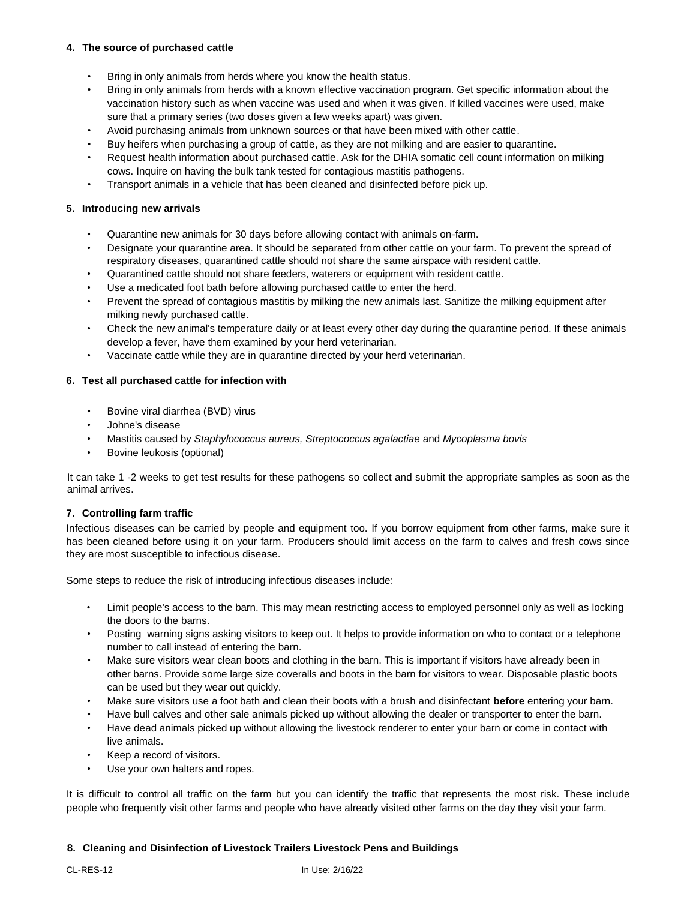### 4. The source of purchased cattle

- Bring in only animals from herds where you know the health status.
- Bring in only animals from herds with a known effective vaccination program. Get specific information about the vaccination history such as when vaccine was used and when it was given. If killed vaccines were used, make sure that a primary series (two doses given a few weeks apart) was given.
- Avoid purchasing animals from unknown sources or that have been mixed with other cattle.
- Buy heifers when purchasing a group of cattle, as they are not milking and are easier to quarantine.
- Request health information about purchased cattle. Ask for the DHIA somatic cell count information on milking cows. Inquire on having the bulk tank tested for contagious mastitis pathogens.
- Transport animals in a vehicle that has been cleaned and disinfected before pick up.

### 5. Introducing new arrivals

- Quarantine new animals for 30 days before allowing contact with animals on-farm.
- Designate your quarantine area. It should be separated from other cattle on your farm. To prevent the spread of respiratory diseases, quarantined cattle should not share the same airspace with resident cattle.
- Quarantined cattle should not share feeders, waterers or equipment with resident cattle.
- Use a medicated foot bath before allowing purchased cattle to enter the herd.
- Prevent the spread of contagious mastitis by milking the new animals last. Sanitize the milking equipment after milking newly purchased cattle.
- Check the new animal's temperature daily or at least every other day during the quarantine period. If these animals develop a fever, have them examined by your herd veterinarian.
- Vaccinate cattle while they are in quarantine directed by your herd veterinarian.

### 6. Test all purchased cattle for infection with

- Bovine viral diarrhea (BVD) virus
- Johne's disease
- Mastitis caused by *Staphylococcus aureus, Streptococcus agalactiae* and *Mycoplasma bovis*
- Bovine leukosis (optional)

It can take 1 -2 weeks to get test results for these pathogens so collect and submit the appropriate samples as soon as the animal arrives.

### 7. Controlling farm traffic

Infectious diseases can be carried by people and equipment too. If you borrow equipment from other farms, make sure it has been cleaned before using it on your farm. Producers should limit access on the farm to calves and fresh cows since they are most susceptible to infectious disease.

Some steps to reduce the risk of introducing infectious diseases include:

- Limit people's access to the barn. This may mean restricting access to employed personnel only as well as locking the doors to the barns.
- Posting warning signs asking visitors to keep out. It helps to provide information on who to contact or a telephone number to call instead of entering the barn.
- Make sure visitors wear clean boots and clothing in the barn. This is important if visitors have already been in other barns. Provide some large size coveralls and boots in the barn for visitors to wear. Disposable plastic boots can be used but they wear out quickly.
- Make sure visitors use a foot bath and clean their boots with a brush and disinfectant **before** entering your barn.
- Have bull calves and other sale animals picked up without allowing the dealer or transporter to enter the barn.
- Have dead animals picked up without allowing the livestock renderer to enter your barn or come in contact with live animals.
- Keep a record of visitors.
- Use your own halters and ropes.

It is difficult to control all traffic on the farm but you can identify the traffic that represents the most risk. These include people who frequently visit other farms and people who have already visited other farms on the day they visit your farm.

### 8. Cleaning and Disinfection of Livestock Trailers Livestock Pens and Buildings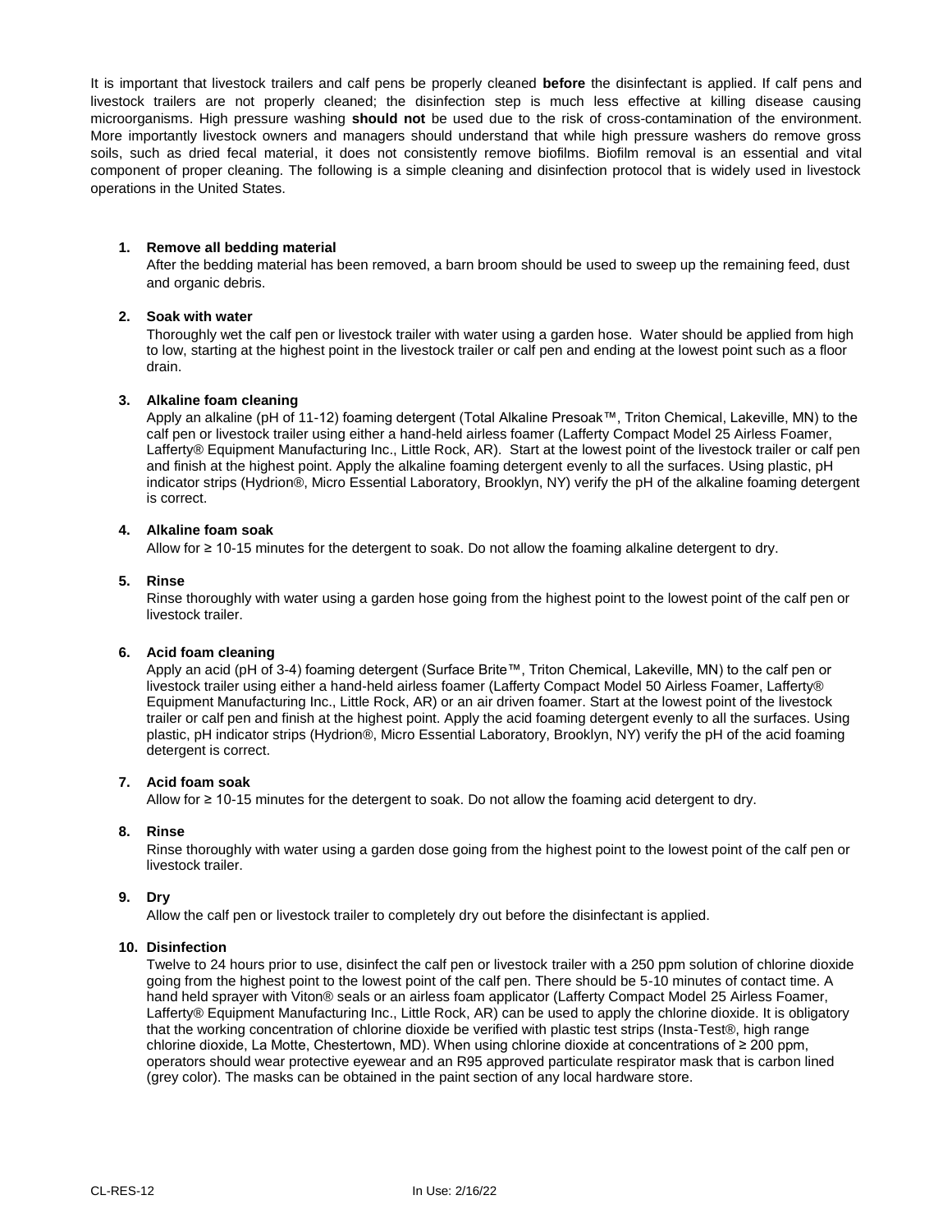It is important that livestock trailers and calf pens be properly cleaned **before** the disinfectant is applied. If calf pens and livestock trailers are not properly cleaned; the disinfection step is much less effective at killing disease causing microorganisms. High pressure washing **should not** be used due to the risk of cross-contamination of the environment. More importantly livestock owners and managers should understand that while high pressure washers do remove gross soils, such as dried fecal material, it does not consistently remove biofilms. Biofilm removal is an essential and vital component of proper cleaning. The following is a simple cleaning and disinfection protocol that is widely used in livestock operations in the United States.

1. **Remove all bedding material**
   After the bedding material has been removed, a barn broom should be used to sweep up the remaining feed, dust and organic debris.

2. **Soak with water**
   Thoroughly wet the calf pen or livestock trailer with water using a garden hose. Water should be applied from high to low, starting at the highest point in the livestock trailer or calf pen and ending at the lowest point such as a floor drain.

3. **Alkaline foam cleaning**
   Apply an alkaline (pH of 11-12) foaming detergent (Total Alkaline Presoak™, Triton Chemical, Lakeville, MN) to the calf pen or livestock trailer using either a hand-held airless foamer (Lafferty Compact Model 25 Airless Foamer, Lafferty® Equipment Manufacturing Inc., Little Rock, AR). Start at the lowest point of the livestock trailer or calf pen and finish at the highest point. Apply the alkaline foaming detergent evenly to all the surfaces. Using plastic, pH indicator strips (Hydrion®, Micro Essential Laboratory, Brooklyn, NY) verify the pH of the alkaline foaming detergent is correct.

4. **Alkaline foam soak**
   Allow for ≥ 10-15 minutes for the detergent to soak. Do not allow the foaming alkaline detergent to dry.

5. **Rinse**
   Rinse thoroughly with water using a garden hose going from the highest point to the lowest point of the calf pen or livestock trailer.

6. **Acid foam cleaning**
   Apply an acid (pH of 3-4) foaming detergent (Surface Brite™, Triton Chemical, Lakeville, MN) to the calf pen or livestock trailer using either a hand-held airless foamer (Lafferty Compact Model 50 Airless Foamer, Lafferty® Equipment Manufacturing Inc., Little Rock, AR) or an air driven foamer. Start at the lowest point of the livestock trailer or calf pen and finish at the highest point. Apply the acid foaming detergent evenly to all the surfaces. Using plastic, pH indicator strips (Hydrion®, Micro Essential Laboratory, Brooklyn, NY) verify the pH of the acid foaming detergent is correct.

7. **Acid foam soak**
   Allow for ≥ 10-15 minutes for the detergent to soak. Do not allow the foaming acid detergent to dry.

8. **Rinse**
   Rinse thoroughly with water using a garden dose going from the highest point to the lowest point of the calf pen or livestock trailer.

9. **Dry**
   Allow the calf pen or livestock trailer to completely dry out before the disinfectant is applied.

10. **Disinfection**
    Twelve to 24 hours prior to use, disinfect the calf pen or livestock trailer with a 250 ppm solution of chlorine dioxide going from the highest point to the lowest point of the calf pen. There should be 5-10 minutes of contact time. A hand held sprayer with Viton® seals or an airless foam applicator (Lafferty Compact Model 25 Airless Foamer, Lafferty® Equipment Manufacturing Inc., Little Rock, AR) can be used to apply the chlorine dioxide. It is obligatory that the working concentration of chlorine dioxide be verified with plastic test strips (Insta-Test®, high range chlorine dioxide, La Motte, Chestertown, MD). When using chlorine dioxide at concentrations of ≥ 200 ppm, operators should wear protective eyewear and an R95 approved particulate respirator mask that is carbon lined (grey color). The masks can be obtained in the paint section of any local hardware store.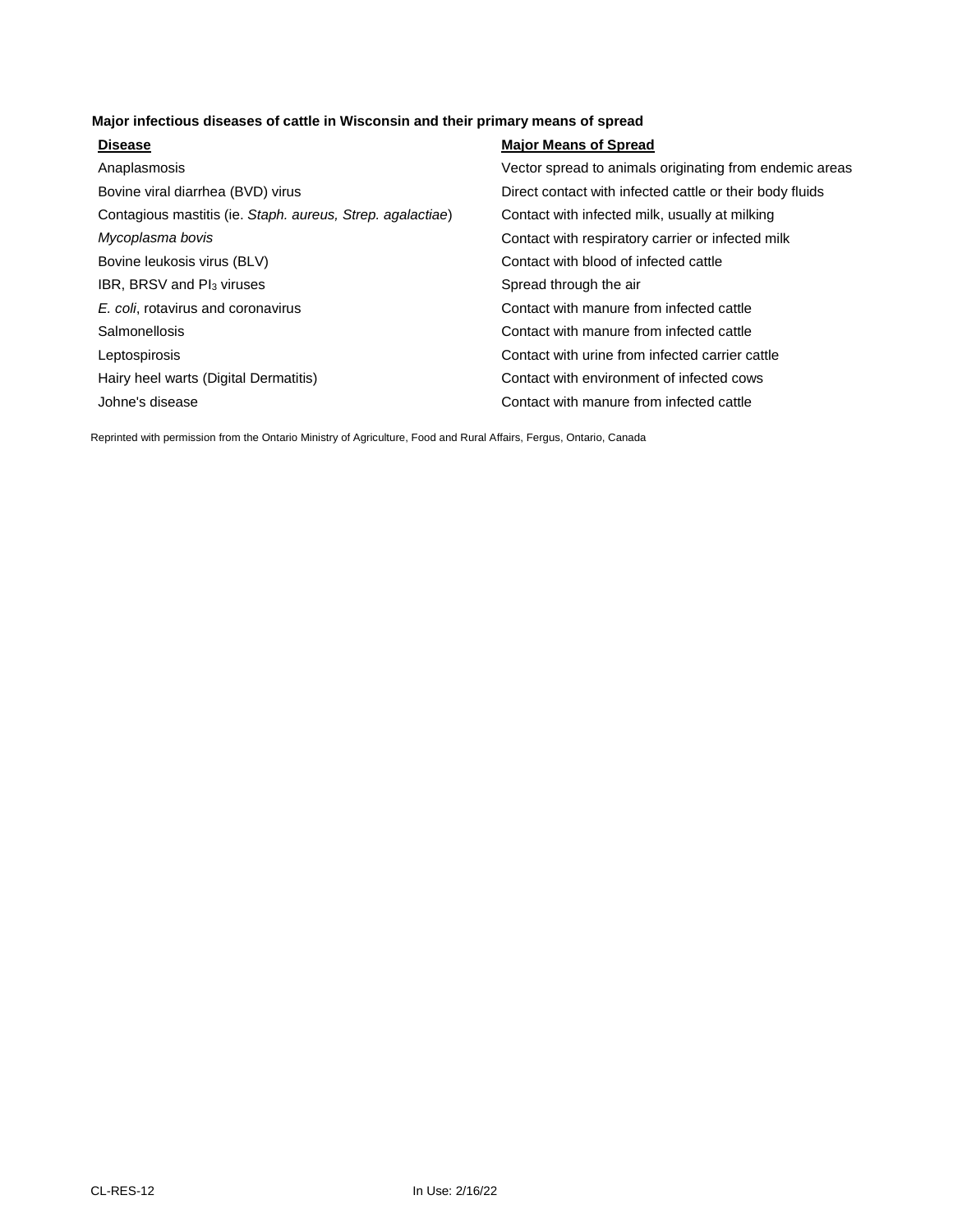**Major infectious diseases of cattle in Wisconsin and their primary means of spread**

| Disease | Major Means of Spread |
| --- | --- |
| Anaplasmosis | Vector spread to animals originating from endemic areas |
| Bovine viral diarrhea (BVD) virus | Direct contact with infected cattle or their body fluids |
| Contagious mastitis (ie. *Staph. aureus, Strep. agalactiae*) | Contact with infected milk, usually at milking |
| *Mycoplasma bovis* | Contact with respiratory carrier or infected milk |
| Bovine leukosis virus (BLV) | Contact with blood of infected cattle |
| IBR, BRSV and $PI_3$ viruses | Spread through the air |
| *E. coli*, rotavirus and coronavirus | Contact with manure from infected cattle |
| Salmonellosis | Contact with manure from infected cattle |
| Leptospirosis | Contact with urine from infected carrier cattle |
| Hairy heel warts (Digital Dermatitis) | Contact with environment of infected cows |
| Johne's disease | Contact with manure from infected cattle |

Reprinted with permission from the Ontario Ministry of Agriculture, Food and Rural Affairs, Fergus, Ontario, Canada